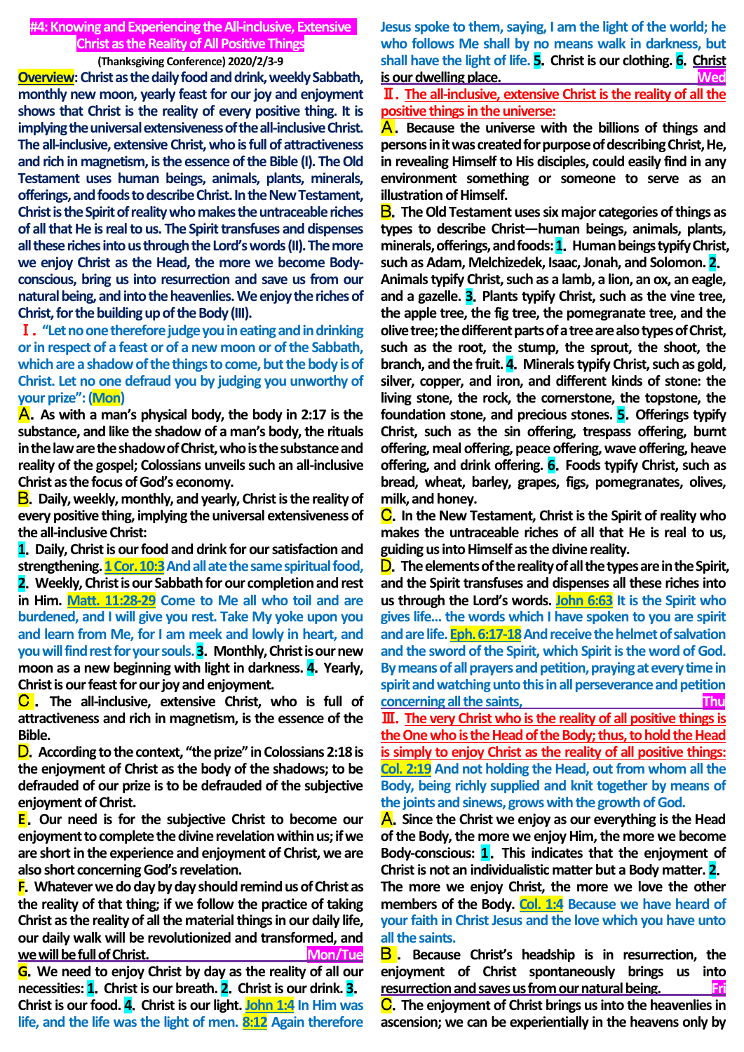# #4: Knowing and Experiencing the All-inclusive, Extensive Christ as the Reality of All Positive Things

**(Thanksgiving Conference) 2020/2/3-9**

**Overview: Christ as the daily food and drink, weekly Sabbath, monthly new moon, yearly feast for our joy and enjoyment shows that Christ is the reality of every positive thing. It is implying the universal extensiveness of the all-inclusive Christ. The all-inclusive, extensive Christ, who is full of attractiveness and rich in magnetism, is the essence of the Bible (I). The Old Testament uses human beings, animals, plants, minerals, offerings, and foods to describe Christ. In the New Testament, Christ is the Spirit of reality who makes the untraceable riches of all that He is real to us. The Spirit transfuses and dispenses all these riches into us through the Lord's words (II). The more we enjoy Christ as the Head, the more we become Body-conscious, bring us into resurrection and save us from our natural being, and into the heavenlies. We enjoy the riches of Christ, for the building up of the Body (III).**

## Ⅰ. "Let no one therefore judge you in eating and in drinking or in respect of a feast or of a new moon or of the Sabbath, which are a shadow of the things to come, but the body is of Christ. Let no one defraud you by judging you unworthy of your prize": (Mon)

**A. As with a man's physical body, the body in 2:17 is the substance, and like the shadow of a man's body, the rituals in the law are the shadow of Christ, who is the substance and reality of the gospel; Colossians unveils such an all-inclusive Christ as the focus of God's economy.**

**B. Daily, weekly, monthly, and yearly, Christ is the reality of every positive thing, implying the universal extensiveness of the all-inclusive Christ:**

**1. Daily, Christ is our food and drink for our satisfaction and strengthening.** 1 Cor. 10:3 And all ate the same spiritual food,

**2. Weekly, Christ is our Sabbath for our completion and rest in Him.** Matt. 11:28-29 Come to Me all who toil and are burdened, and I will give you rest. Take My yoke upon you and learn from Me, for I am meek and lowly in heart, and you will find rest for your souls. **3. Monthly, Christ is our new moon as a new beginning with light in darkness. 4. Yearly, Christ is our feast for our joy and enjoyment.**

**C. The all-inclusive, extensive Christ, who is full of attractiveness and rich in magnetism, is the essence of the Bible.**

**D. According to the context, "the prize" in Colossians 2:18 is the enjoyment of Christ as the body of the shadows; to be defrauded of our prize is to be defrauded of the subjective enjoyment of Christ.**

**E. Our need is for the subjective Christ to become our enjoyment to complete the divine revelation within us; if we are short in the experience and enjoyment of Christ, we are also short concerning God's revelation.**

**F. Whatever we do day by day should remind us of Christ as the reality of that thing; if we follow the practice of taking Christ as the reality of all the material things in our daily life, our daily walk will be revolutionized and transformed, and we will be full of Christ.** (Mon/Tue)

**G. We need to enjoy Christ by day as the reality of all our necessities: 1. Christ is our breath. 2. Christ is our drink. 3. Christ is our food. 4. Christ is our light.** John 1:4 In Him was life, and the life was the light of men. 8:12 Again therefore Jesus spoke to them, saying, I am the light of the world; he who follows Me shall by no means walk in darkness, but shall have the light of life. **5. Christ is our clothing. 6. Christ is our dwelling place.** (Wed)

## Ⅱ. The all-inclusive, extensive Christ is the reality of all the positive things in the universe:

**A. Because the universe with the billions of things and persons in it was created for purpose of describing Christ, He, in revealing Himself to His disciples, could easily find in any environment something or someone to serve as an illustration of Himself.**

**B. The Old Testament uses six major categories of things as types to describe Christ—human beings, animals, plants, minerals, offerings, and foods: 1. Human beings typify Christ, such as Adam, Melchizedek, Isaac, Jonah, and Solomon. 2. Animals typify Christ, such as a lamb, a lion, an ox, an eagle, and a gazelle. 3. Plants typify Christ, such as the vine tree, the apple tree, the fig tree, the pomegranate tree, and the olive tree; the different parts of a tree are also types of Christ, such as the root, the stump, the sprout, the shoot, the branch, and the fruit. 4. Minerals typify Christ, such as gold, silver, copper, and iron, and different kinds of stone: the living stone, the rock, the cornerstone, the topstone, the foundation stone, and precious stones. 5. Offerings typify Christ, such as the sin offering, trespass offering, burnt offering, meal offering, peace offering, wave offering, heave offering, and drink offering. 6. Foods typify Christ, such as bread, wheat, barley, grapes, figs, pomegranates, olives, milk, and honey.**

**C. In the New Testament, Christ is the Spirit of reality who makes the untraceable riches of all that He is real to us, guiding us into Himself as the divine reality.**

**D. The elements of the reality of all the types are in the Spirit, and the Spirit transfuses and dispenses all these riches into us through the Lord's words.** John 6:63 It is the Spirit who gives life… the words which I have spoken to you are spirit and are life. Eph. 6:17-18 And receive the helmet of salvation and the sword of the Spirit, which Spirit is the word of God. By means of all prayers and petition, praying at every time in spirit and watching unto this in all perseverance and petition concerning all the saints, (Thu)

## Ⅲ. The very Christ who is the reality of all positive things is the One who is the Head of the Body; thus, to hold the Head is simply to enjoy Christ as the reality of all positive things:

Col. 2:19 And not holding the Head, out from whom all the Body, being richly supplied and knit together by means of the joints and sinews, grows with the growth of God.

**A. Since the Christ we enjoy as our everything is the Head of the Body, the more we enjoy Him, the more we become Body-conscious: 1. This indicates that the enjoyment of Christ is not an individualistic matter but a Body matter. 2. The more we enjoy Christ, the more we love the other members of the Body.** Col. 1:4 Because we have heard of your faith in Christ Jesus and the love which you have unto all the saints.

**B. Because Christ's headship is in resurrection, the enjoyment of Christ spontaneously brings us into resurrection and saves us from our natural being.** (Fri)

**C. The enjoyment of Christ brings us into the heavenlies in ascension; we can be experientially in the heavens only by**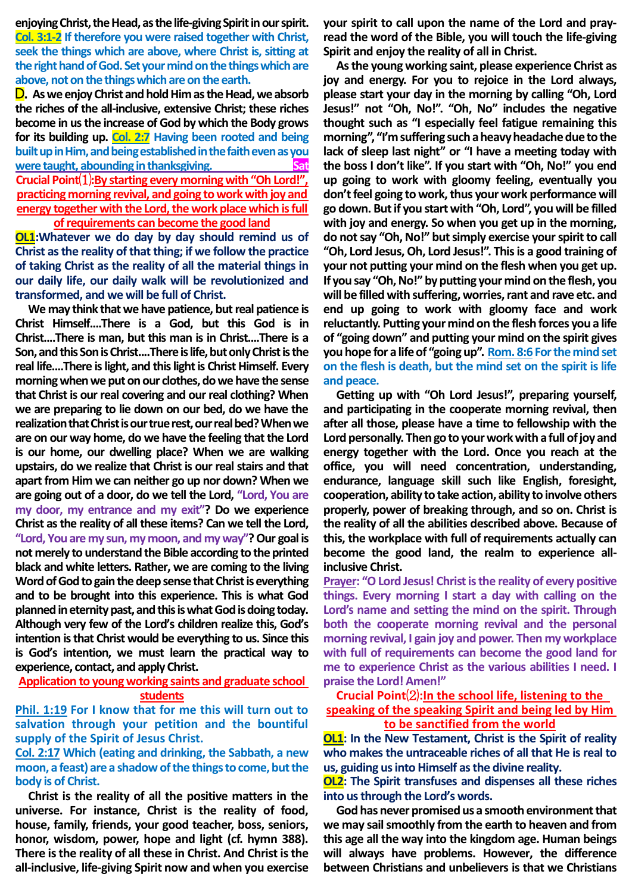**enjoying Christ, the Head, as the life-giving Spirit in our spirit.** **Col. 3:1-2 If therefore you were raised together with Christ, seek the things which are above, where Christ is, sitting at the right hand of God. Set your mind on the things which are above, not on the things which are on the earth.**

**D. As we enjoy Christ and hold Him as the Head, we absorb the riches of the all-inclusive, extensive Christ; these riches become in us the increase of God by which the Body grows for its building up.** **Col. 2:7 Having been rooted and being built up in Him, and being established in the faith even as you were taught, abounding in thanksgiving.** **Sat**

**Crucial Point⑴:By starting every morning with "Oh Lord!", practicing morning revival, and going to work with joy and energy together with the Lord, the work place which is full of requirements can become the good land**

**OL1:What we do day by day should remind us of Christ as the reality of that thing; if we follow the practice of taking Christ as the reality of all the material things in our daily life, our daily walk will be revolutionized and transformed, and we will be full of Christ.**

**We may think that we have patience, but real patience is Christ Himself....There is a God, but this God is in Christ....There is man, but this man is in Christ....There is a Son, and this Son is Christ....There is life, but only Christ is the real life....There is light, and this light is Christ Himself. Every morning when we put on our clothes, do we have the sense that Christ is our real covering and our real clothing? When we are preparing to lie down on our bed, do we have the realization that Christ is our true rest, our real bed? When we are on our way home, do we have the feeling that the Lord is our home, our dwelling place? When we are walking upstairs, do we realize that Christ is our real stairs and that apart from Him we can neither go up nor down? When we are going out of a door, do we tell the Lord, "Lord, You are my door, my entrance and my exit"? Do we experience Christ as the reality of all these items? Can we tell the Lord, "Lord, You are my sun, my moon, and my way"? Our goal is not merely to understand the Bible according to the printed black and white letters. Rather, we are coming to the living Word of God to gain the deep sense that Christ is everything and to be brought into this experience. This is what God planned in eternity past, and this is what God is doing today. Although very few of the Lord's children realize this, God's intention is that Christ would be everything to us. Since this is God's intention, we must learn the practical way to experience, contact, and apply Christ.**

**Application to young working saints and graduate school students**

**Phil. 1:19 For I know that for me this will turn out to salvation through your petition and the bountiful supply of the Spirit of Jesus Christ.**

**Col. 2:17 Which (eating and drinking, the Sabbath, a new moon, a feast) are a shadow of the things to come, but the body is of Christ.**

**Christ is the reality of all the positive matters in the universe. For instance, Christ is the reality of food, house, family, friends, your good teacher, boss, seniors, honor, wisdom, power, hope and light (cf. hymn 388). There is the reality of all these in Christ. And Christ is the all-inclusive, life-giving Spirit now and when you exercise your spirit to call upon the name of the Lord and pray-read the word of the Bible, you will touch the life-giving Spirit and enjoy the reality of all in Christ.**

**As the young working saint, please experience Christ as joy and energy. For you to rejoice in the Lord always, please start your day in the morning by calling "Oh, Lord Jesus!" not "Oh, No!". "Oh, No" includes the negative thought such as "I especially feel fatigue remaining this morning", "I'm suffering such a heavy headache due to the lack of sleep last night" or "I have a meeting today with the boss I don't like". If you start with "Oh, No!" you end up going to work with gloomy feeling, eventually you don't feel going to work, thus your work performance will go down. But if you start with "Oh, Lord", you will be filled with joy and energy. So when you get up in the morning, do not say "Oh, No!" but simply exercise your spirit to call "Oh, Lord Jesus, Oh, Lord Jesus!". This is a good training of your not putting your mind on the flesh when you get up. If you say "Oh, No!" by putting your mind on the flesh, you will be filled with suffering, worries, rant and rave etc. and end up going to work with gloomy face and work reluctantly. Putting your mind on the flesh forces you a life of "going down" and putting your mind on the spirit gives you hope for a life of "going up".** **Rom. 8:6 For the mind set on the flesh is death, but the mind set on the spirit is life and peace.**

**Getting up with "Oh Lord Jesus!", preparing yourself, and participating in the cooperate morning revival, then after all those, please have a time to fellowship with the Lord personally. Then go to your work with a full of joy and energy together with the Lord. Once you reach at the office, you will need concentration, understanding, endurance, language skill such like English, foresight, cooperation, ability to take action, ability to involve others properly, power of breaking through, and so on. Christ is the reality of all the abilities described above. Because of this, the workplace with full of requirements actually can become the good land, the realm to experience all-inclusive Christ.**

**Prayer: "O Lord Jesus! Christ is the reality of every positive things. Every morning I start a day with calling on the Lord's name and setting the mind on the spirit. Through both the cooperate morning revival and the personal morning revival, I gain joy and power. Then my workplace with full of requirements can become the good land for me to experience Christ as the various abilities I need. I praise the Lord! Amen!"**

**Crucial Point⑵:In the school life, listening to the speaking of the speaking Spirit and being led by Him to be sanctified from the world**

**OL1: In the New Testament, Christ is the Spirit of reality who makes the untraceable riches of all that He is real to us, guiding us into Himself as the divine reality.**

**OL2: The Spirit transfuses and dispenses all these riches into us through the Lord's words.**

**God has never promised us a smooth environment that we may sail smoothly from the earth to heaven and from this age all the way into the kingdom age. Human beings will always have problems. However, the difference between Christians and unbelievers is that we Christians**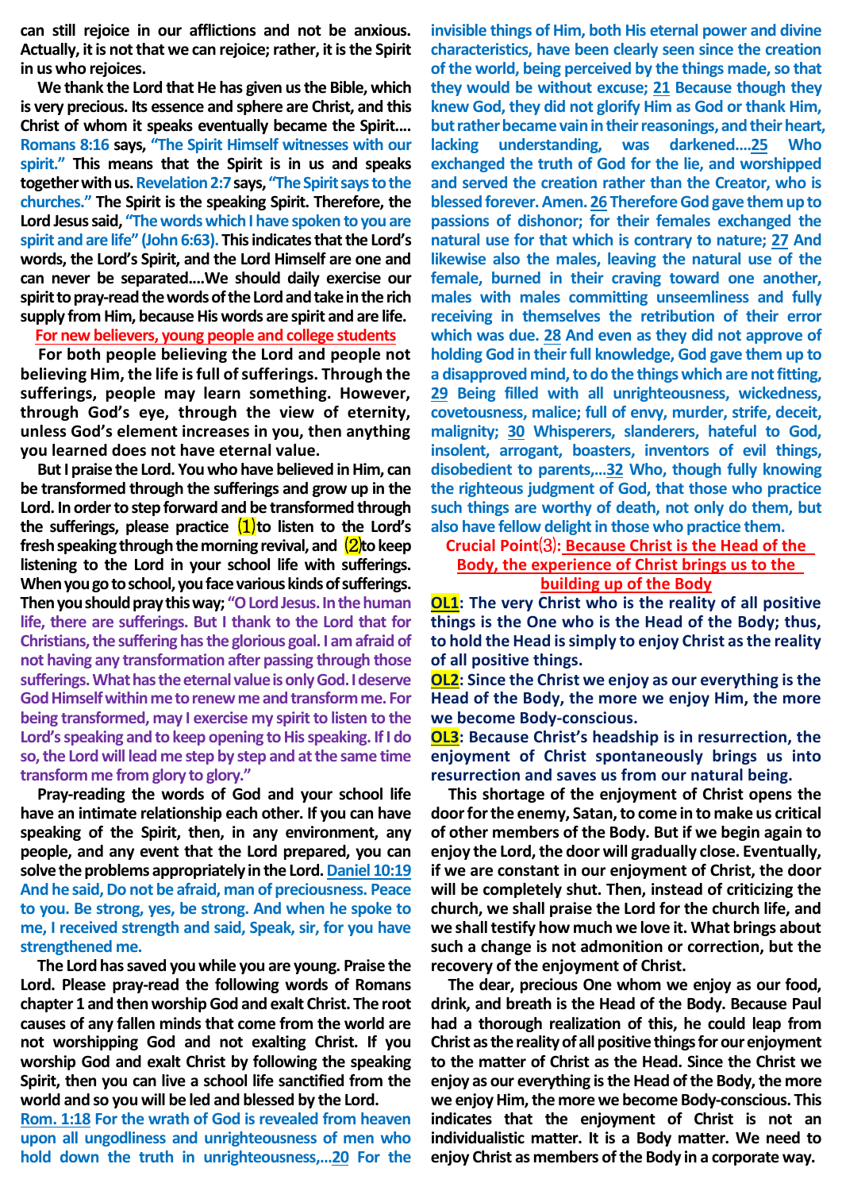can still rejoice in our afflictions and not be anxious. Actually, it is not that we can rejoice; rather, it is the Spirit in us who rejoices.

We thank the Lord that He has given us the Bible, which is very precious. Its essence and sphere are Christ, and this Christ of whom it speaks eventually became the Spirit.... Romans 8:16 says, "The Spirit Himself witnesses with our spirit." This means that the Spirit is in us and speaks together with us. Revelation 2:7 says, "The Spirit says to the churches." The Spirit is the speaking Spirit. Therefore, the Lord Jesus said, "The words which I have spoken to you are spirit and are life" (John 6:63). This indicates that the Lord's words, the Lord's Spirit, and the Lord Himself are one and can never be separated....We should daily exercise our spirit to pray-read the words of the Lord and take in the rich supply from Him, because His words are spirit and are life.

**For new believers, young people and college students**

**For both people believing the Lord and people not believing Him, the life is full of sufferings. Through the sufferings, people may learn something. However, through God's eye, through the view of eternity, unless God's element increases in you, then anything you learned does not have eternal value.**

But I praise the Lord. You who have believed in Him, can be transformed through the sufferings and grow up in the Lord. In order to step forward and be transformed through the sufferings, please practice ⑴to listen to the Lord's fresh speaking through the morning revival, and ⑵to keep listening to the Lord in your school life with sufferings. When you go to school, you face various kinds of sufferings. Then you should pray this way; "O Lord Jesus. In the human life, there are sufferings. But I thank to the Lord that for Christians, the suffering has the glorious goal. I am afraid of not having any transformation after passing through those sufferings. What has the eternal value is only God. I deserve God Himself within me to renew me and transform me. For being transformed, may I exercise my spirit to listen to the Lord's speaking and to keep opening to His speaking. If I do so, the Lord will lead me step by step and at the same time transform me from glory to glory."

Pray-reading the words of God and your school life have an intimate relationship each other. If you can have speaking of the Spirit, then, in any environment, any people, and any event that the Lord prepared, you can solve the problems appropriately in the Lord. Daniel 10:19 And he said, Do not be afraid, man of preciousness. Peace to you. Be strong, yes, be strong. And when he spoke to me, I received strength and said, Speak, sir, for you have strengthened me.

The Lord has saved you while you are young. Praise the Lord. Please pray-read the following words of Romans chapter 1 and then worship God and exalt Christ. The root causes of any fallen minds that come from the world are not worshipping God and not exalting Christ. If you worship God and exalt Christ by following the speaking Spirit, then you can live a school life sanctified from the world and so you will be led and blessed by the Lord.

Rom. 1:18 For the wrath of God is revealed from heaven upon all ungodliness and unrighteousness of men who hold down the truth in unrighteousness,...20 For the invisible things of Him, both His eternal power and divine characteristics, have been clearly seen since the creation of the world, being perceived by the things made, so that they would be without excuse; 21 Because though they knew God, they did not glorify Him as God or thank Him, but rather became vain in their reasonings, and their heart, lacking understanding, was darkened....25 Who exchanged the truth of God for the lie, and worshipped and served the creation rather than the Creator, who is blessed forever. Amen. 26 Therefore God gave them up to passions of dishonor; for their females exchanged the natural use for that which is contrary to nature; 27 And likewise also the males, leaving the natural use of the female, burned in their craving toward one another, males with males committing unseemliness and fully receiving in themselves the retribution of their error which was due. 28 And even as they did not approve of holding God in their full knowledge, God gave them up to a disapproved mind, to do the things which are not fitting, 29 Being filled with all unrighteousness, wickedness, covetousness, malice; full of envy, murder, strife, deceit, malignity; 30 Whisperers, slanderers, hateful to God, insolent, arrogant, boasters, inventors of evil things, disobedient to parents,...32 Who, though fully knowing the righteous judgment of God, that those who practice such things are worthy of death, not only do them, but also have fellow delight in those who practice them.

**Crucial Point⑶: Because Christ is the Head of the Body, the experience of Christ brings us to the building up of the Body**

**OL1: The very Christ who is the reality of all positive things is the One who is the Head of the Body; thus, to hold the Head is simply to enjoy Christ as the reality of all positive things.**

**OL2: Since the Christ we enjoy as our everything is the Head of the Body, the more we enjoy Him, the more we become Body-conscious.**

**OL3: Because Christ's headship is in resurrection, the enjoyment of Christ spontaneously brings us into resurrection and saves us from our natural being.**

This shortage of the enjoyment of Christ opens the door for the enemy, Satan, to come in to make us critical of other members of the Body. But if we begin again to enjoy the Lord, the door will gradually close. Eventually, if we are constant in our enjoyment of Christ, the door will be completely shut. Then, instead of criticizing the church, we shall praise the Lord for the church life, and we shall testify how much we love it. What brings about such a change is not admonition or correction, but the recovery of the enjoyment of Christ.

The dear, precious One whom we enjoy as our food, drink, and breath is the Head of the Body. Because Paul had a thorough realization of this, he could leap from Christ as the reality of all positive things for our enjoyment to the matter of Christ as the Head. Since the Christ we enjoy as our everything is the Head of the Body, the more we enjoy Him, the more we become Body-conscious. This indicates that the enjoyment of Christ is not an individualistic matter. It is a Body matter. We need to enjoy Christ as members of the Body in a corporate way.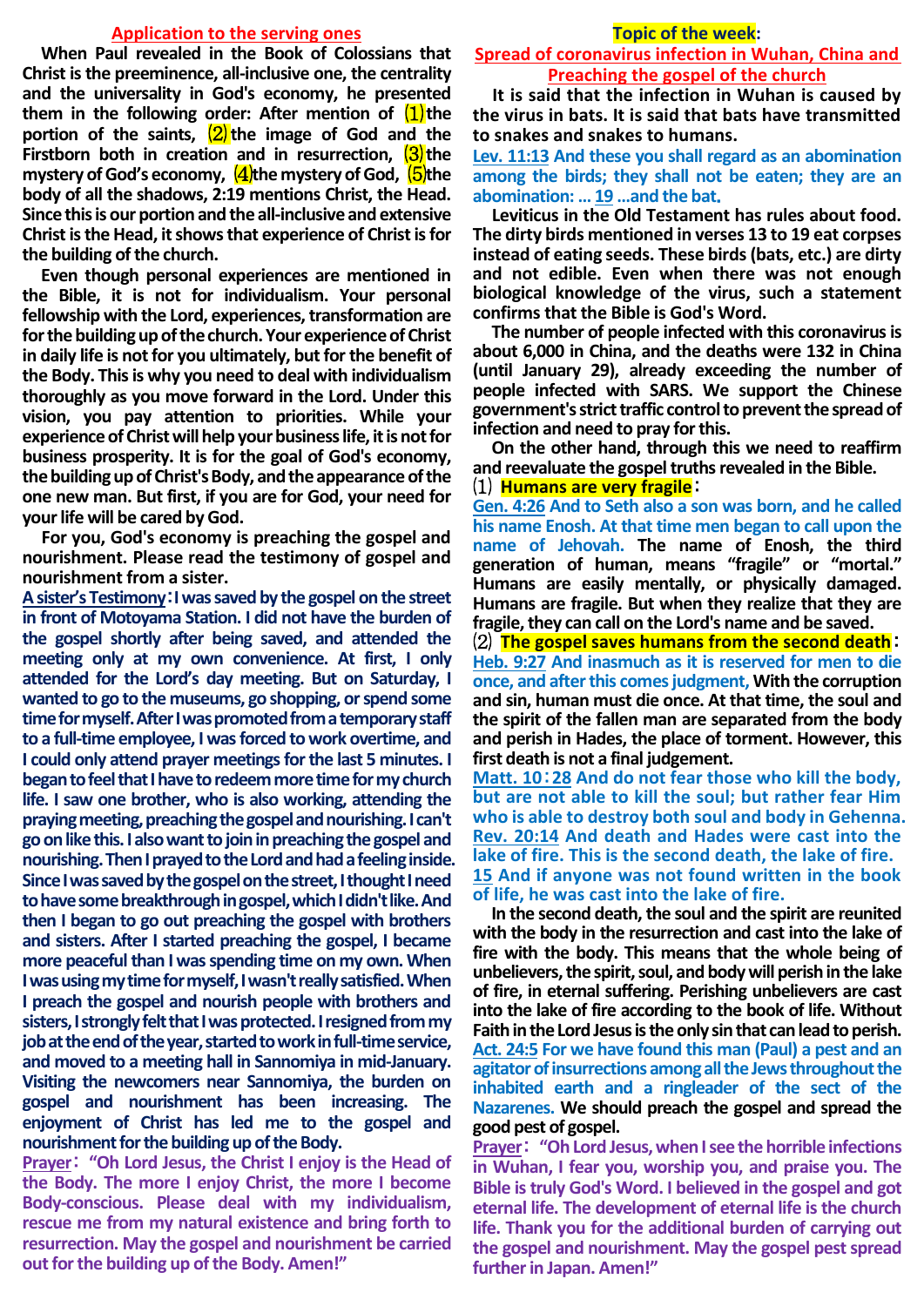## Application to the serving ones

When Paul revealed in the Book of Colossians that Christ is the preeminence, all-inclusive one, the centrality and the universality in God's economy, he presented them in the following order: After mention of ⑴the portion of the saints, ⑵the image of God and the Firstborn both in creation and in resurrection, ⑶the mystery of God's economy, ⑷the mystery of God, ⑸the body of all the shadows, 2:19 mentions Christ, the Head. Since this is our portion and the all-inclusive and extensive Christ is the Head, it shows that experience of Christ is for the building of the church.

Even though personal experiences are mentioned in the Bible, it is not for individualism. Your personal fellowship with the Lord, experiences, transformation are for the building up of the church. Your experience of Christ in daily life is not for you ultimately, but for the benefit of the Body. This is why you need to deal with individualism thoroughly as you move forward in the Lord. Under this vision, you pay attention to priorities. While your experience of Christ will help your business life, it is not for business prosperity. It is for the goal of God's economy, the building up of Christ's Body, and the appearance of the one new man. But first, if you are for God, your need for your life will be cared by God.

For you, God's economy is preaching the gospel and nourishment. Please read the testimony of gospel and nourishment from a sister.

**A sister's Testimony**: I was saved by the gospel on the street in front of Motoyama Station. I did not have the burden of the gospel shortly after being saved, and attended the meeting only at my own convenience. At first, I only attended for the Lord's day meeting. But on Saturday, I wanted to go to the museums, go shopping, or spend some time for myself. After I was promoted from a temporary staff to a full-time employee, I was forced to work overtime, and I could only attend prayer meetings for the last 5 minutes. I began to feel that I have to redeem more time for my church life. I saw one brother, who is also working, attending the praying meeting, preaching the gospel and nourishing. I can't go on like this. I also want to join in preaching the gospel and nourishing. Then I prayed to the Lord and had a feeling inside. Since I was saved by the gospel on the street, I thought I need to have some breakthrough in gospel, which I didn't like. And then I began to go out preaching the gospel with brothers and sisters. After I started preaching the gospel, I became more peaceful than I was spending time on my own. When I was using my time for myself, I wasn't really satisfied. When I preach the gospel and nourish people with brothers and sisters, I strongly felt that I was protected. I resigned from my job at the end of the year, started to work in full-time service, and moved to a meeting hall in Sannomiya in mid-January. Visiting the newcomers near Sannomiya, the burden on gospel and nourishment has been increasing. The enjoyment of Christ has led me to the gospel and nourishment for the building up of the Body.

**Prayer**: "Oh Lord Jesus, the Christ I enjoy is the Head of the Body. The more I enjoy Christ, the more I become Body-conscious. Please deal with my individualism, rescue me from my natural existence and bring forth to resurrection. May the gospel and nourishment be carried out for the building up of the Body. Amen!"

## Topic of the week: Spread of coronavirus infection in Wuhan, China and Preaching the gospel of the church

It is said that the infection in Wuhan is caused by the virus in bats. It is said that bats have transmitted to snakes and snakes to humans.

**Lev. 11:13** And these you shall regard as an abomination among the birds; they shall not be eaten; they are an abomination: … **19** …and the bat.

Leviticus in the Old Testament has rules about food. The dirty birds mentioned in verses 13 to 19 eat corpses instead of eating seeds. These birds (bats, etc.) are dirty and not edible. Even when there was not enough biological knowledge of the virus, such a statement confirms that the Bible is God's Word.

The number of people infected with this coronavirus is about 6,000 in China, and the deaths were 132 in China (until January 29), already exceeding the number of people infected with SARS. We support the Chinese government's strict traffic control to prevent the spread of infection and need to pray for this.

On the other hand, through this we need to reaffirm and reevaluate the gospel truths revealed in the Bible.

⑴ **Humans are very fragile**:

**Gen. 4:26** And to Seth also a son was born, and he called his name Enosh. At that time men began to call upon the name of Jehovah. The name of Enosh, the third generation of human, means "fragile" or "mortal." Humans are easily mentally, or physically damaged. Humans are fragile. But when they realize that they are fragile, they can call on the Lord's name and be saved.

⑵ **The gospel saves humans from the second death**:

**Heb. 9:27** And inasmuch as it is reserved for men to die once, and after this comes judgment, With the corruption and sin, human must die once. At that time, the soul and the spirit of the fallen man are separated from the body and perish in Hades, the place of torment. However, this first death is not a final judgement.

**Matt. 10:28** And do not fear those who kill the body, but are not able to kill the soul; but rather fear Him who is able to destroy both soul and body in Gehenna.

**Rev. 20:14** And death and Hades were cast into the lake of fire. This is the second death, the lake of fire.

**15** And if anyone was not found written in the book of life, he was cast into the lake of fire.

In the second death, the soul and the spirit are reunited with the body in the resurrection and cast into the lake of fire with the body. This means that the whole being of unbelievers, the spirit, soul, and body will perish in the lake of fire, in eternal suffering. Perishing unbelievers are cast into the lake of fire according to the book of life. Without Faith in the Lord Jesus is the only sin that can lead to perish.

**Act. 24:5** For we have found this man (Paul) a pest and an agitator of insurrections among all the Jews throughout the inhabited earth and a ringleader of the sect of the Nazarenes. We should preach the gospel and spread the good pest of gospel.

**Prayer**: "Oh Lord Jesus, when I see the horrible infections in Wuhan, I fear you, worship you, and praise you. The Bible is truly God's Word. I believed in the gospel and got eternal life. The development of eternal life is the church life. Thank you for the additional burden of carrying out the gospel and nourishment. May the gospel pest spread further in Japan. Amen!"